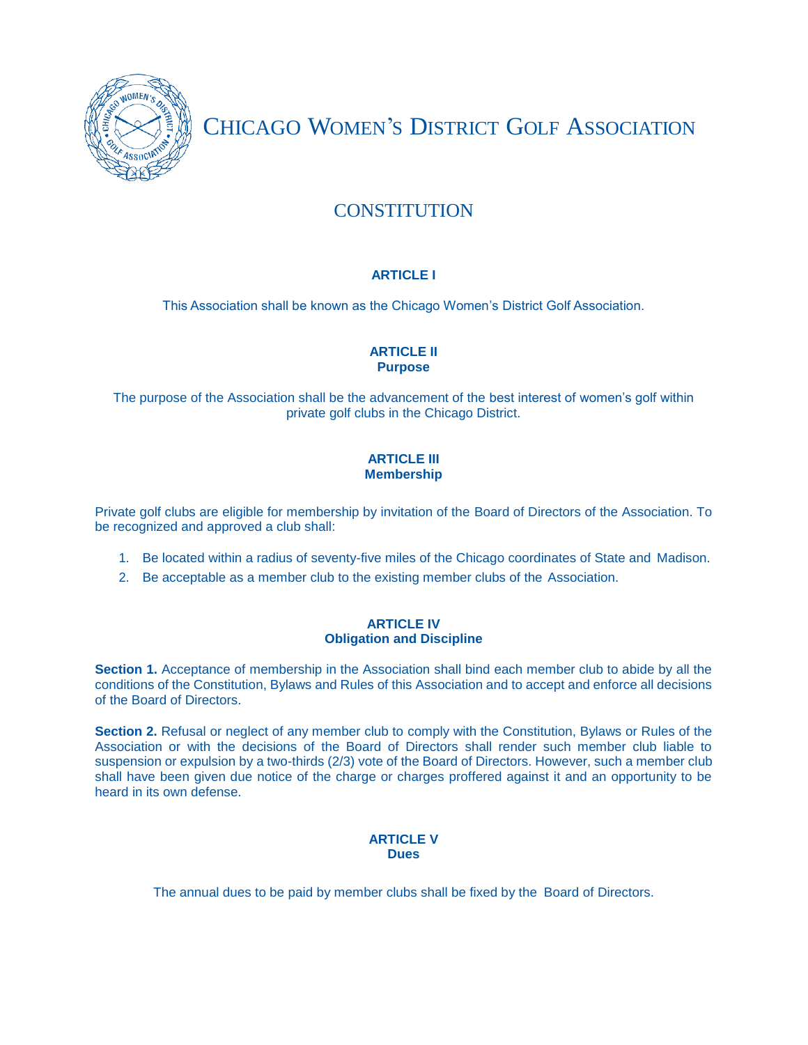# Chicago Women's District Golf Association

## CONSTITUTION

### ARTICLE I

This Association shall be known as the Chicago Women's District Golf Association.

### ARTICLE II
### Purpose

The purpose of the Association shall be the advancement of the best interest of women's golf within private golf clubs in the Chicago District.

### ARTICLE III
### Membership

Private golf clubs are eligible for membership by invitation of the Board of Directors of the Association. To be recognized and approved a club shall:

1. Be located within a radius of seventy-five miles of the Chicago coordinates of State and Madison.
2. Be acceptable as a member club to the existing member clubs of the Association.

### ARTICLE IV
### Obligation and Discipline

**Section 1.** Acceptance of membership in the Association shall bind each member club to abide by all the conditions of the Constitution, Bylaws and Rules of this Association and to accept and enforce all decisions of the Board of Directors.

**Section 2.** Refusal or neglect of any member club to comply with the Constitution, Bylaws or Rules of the Association or with the decisions of the Board of Directors shall render such member club liable to suspension or expulsion by a two-thirds (2/3) vote of the Board of Directors. However, such a member club shall have been given due notice of the charge or charges proffered against it and an opportunity to be heard in its own defense.

### ARTICLE V
### Dues

The annual dues to be paid by member clubs shall be fixed by the Board of Directors.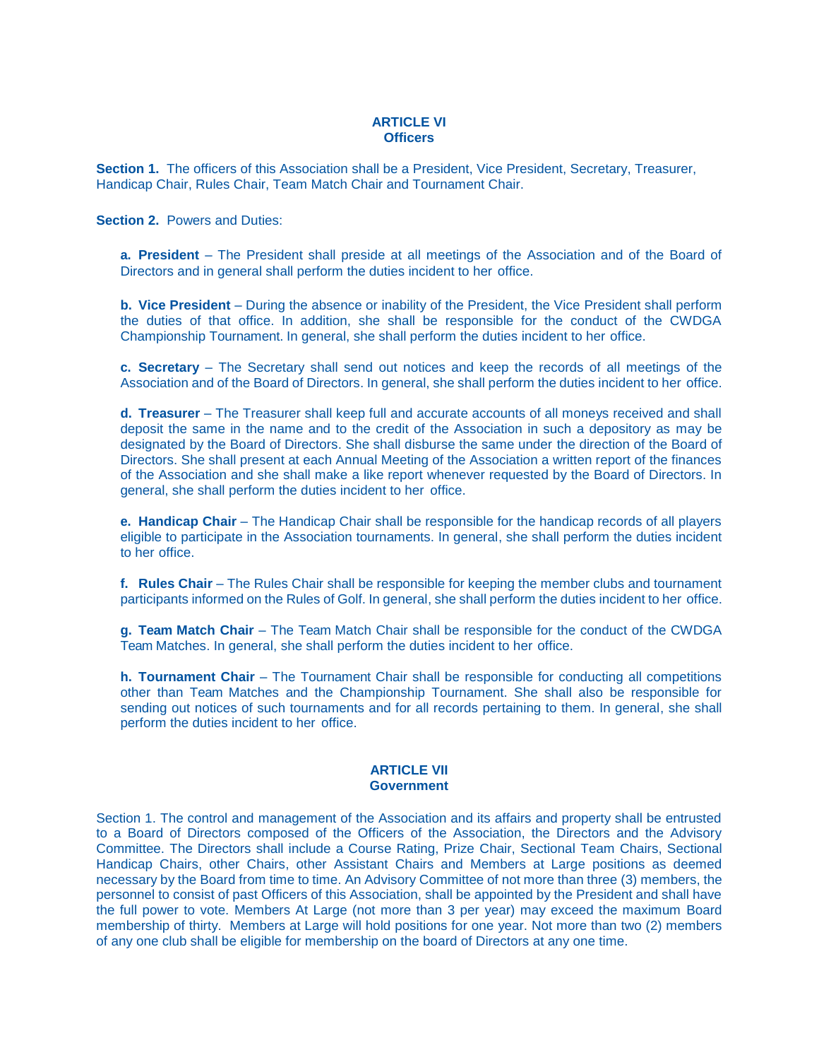## ARTICLE VI
## Officers

**Section 1.** The officers of this Association shall be a President, Vice President, Secretary, Treasurer, Handicap Chair, Rules Chair, Team Match Chair and Tournament Chair.

**Section 2.** Powers and Duties:

**a. President** – The President shall preside at all meetings of the Association and of the Board of Directors and in general shall perform the duties incident to her office.

**b. Vice President** – During the absence or inability of the President, the Vice President shall perform the duties of that office. In addition, she shall be responsible for the conduct of the CWDGA Championship Tournament. In general, she shall perform the duties incident to her office.

**c. Secretary** – The Secretary shall send out notices and keep the records of all meetings of the Association and of the Board of Directors. In general, she shall perform the duties incident to her office.

**d. Treasurer** – The Treasurer shall keep full and accurate accounts of all moneys received and shall deposit the same in the name and to the credit of the Association in such a depository as may be designated by the Board of Directors. She shall disburse the same under the direction of the Board of Directors. She shall present at each Annual Meeting of the Association a written report of the finances of the Association and she shall make a like report whenever requested by the Board of Directors. In general, she shall perform the duties incident to her office.

**e. Handicap Chair** – The Handicap Chair shall be responsible for the handicap records of all players eligible to participate in the Association tournaments. In general, she shall perform the duties incident to her office.

**f. Rules Chair** – The Rules Chair shall be responsible for keeping the member clubs and tournament participants informed on the Rules of Golf. In general, she shall perform the duties incident to her office.

**g. Team Match Chair** – The Team Match Chair shall be responsible for the conduct of the CWDGA Team Matches. In general, she shall perform the duties incident to her office.

**h. Tournament Chair** – The Tournament Chair shall be responsible for conducting all competitions other than Team Matches and the Championship Tournament. She shall also be responsible for sending out notices of such tournaments and for all records pertaining to them. In general, she shall perform the duties incident to her office.

## ARTICLE VII
## Government

Section 1. The control and management of the Association and its affairs and property shall be entrusted to a Board of Directors composed of the Officers of the Association, the Directors and the Advisory Committee. The Directors shall include a Course Rating, Prize Chair, Sectional Team Chairs, Sectional Handicap Chairs, other Chairs, other Assistant Chairs and Members at Large positions as deemed necessary by the Board from time to time. An Advisory Committee of not more than three (3) members, the personnel to consist of past Officers of this Association, shall be appointed by the President and shall have the full power to vote. Members At Large (not more than 3 per year) may exceed the maximum Board membership of thirty. Members at Large will hold positions for one year. Not more than two (2) members of any one club shall be eligible for membership on the board of Directors at any one time.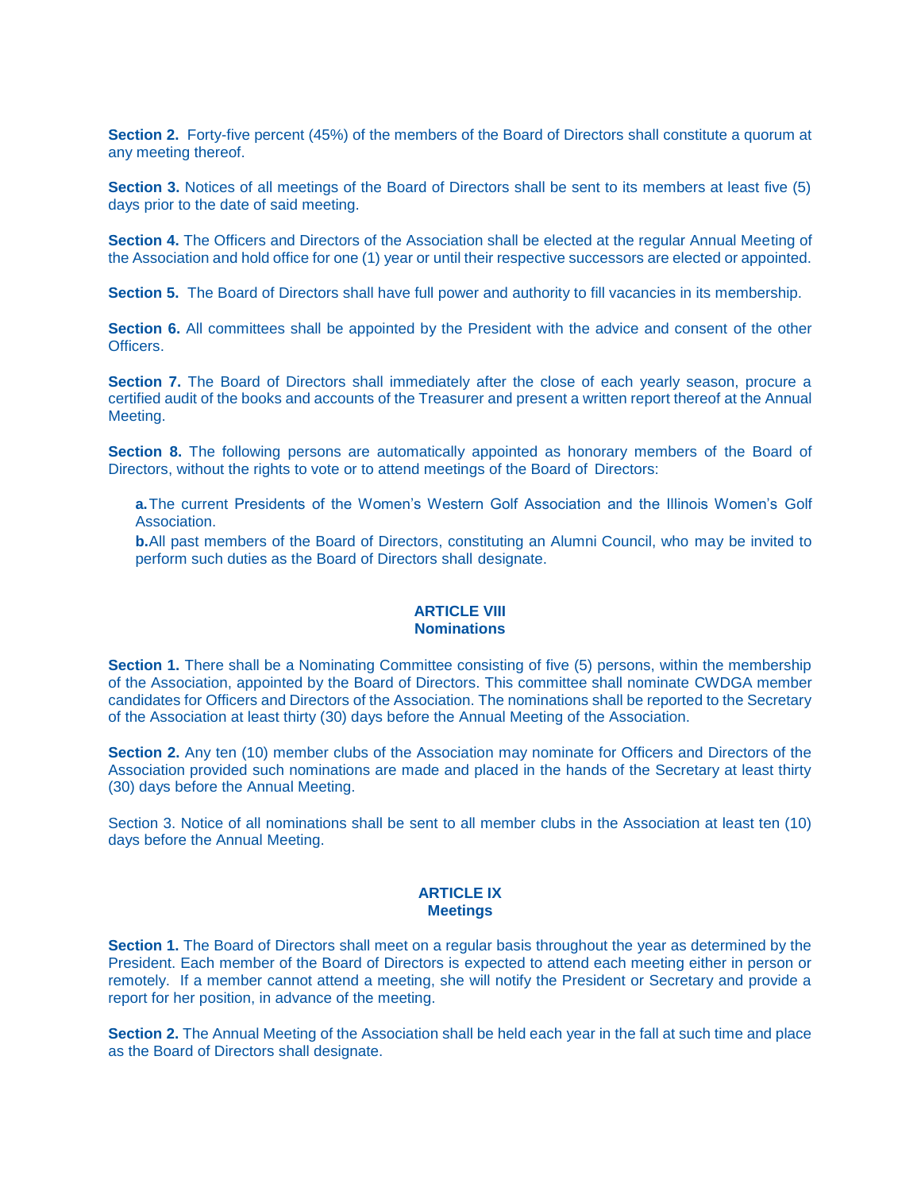**Section 2.** Forty-five percent (45%) of the members of the Board of Directors shall constitute a quorum at any meeting thereof.

**Section 3.** Notices of all meetings of the Board of Directors shall be sent to its members at least five (5) days prior to the date of said meeting.

**Section 4.** The Officers and Directors of the Association shall be elected at the regular Annual Meeting of the Association and hold office for one (1) year or until their respective successors are elected or appointed.

**Section 5.** The Board of Directors shall have full power and authority to fill vacancies in its membership.

**Section 6.** All committees shall be appointed by the President with the advice and consent of the other Officers.

**Section 7.** The Board of Directors shall immediately after the close of each yearly season, procure a certified audit of the books and accounts of the Treasurer and present a written report thereof at the Annual Meeting.

**Section 8.** The following persons are automatically appointed as honorary members of the Board of Directors, without the rights to vote or to attend meetings of the Board of Directors:

> **a.** The current Presidents of the Women's Western Golf Association and the Illinois Women's Golf Association.
>
> **b.** All past members of the Board of Directors, constituting an Alumni Council, who may be invited to perform such duties as the Board of Directors shall designate.

## ARTICLE VIII
## Nominations

**Section 1.** There shall be a Nominating Committee consisting of five (5) persons, within the membership of the Association, appointed by the Board of Directors. This committee shall nominate CWDGA member candidates for Officers and Directors of the Association. The nominations shall be reported to the Secretary of the Association at least thirty (30) days before the Annual Meeting of the Association.

**Section 2.** Any ten (10) member clubs of the Association may nominate for Officers and Directors of the Association provided such nominations are made and placed in the hands of the Secretary at least thirty (30) days before the Annual Meeting.

Section 3. Notice of all nominations shall be sent to all member clubs in the Association at least ten (10) days before the Annual Meeting.

## ARTICLE IX
## Meetings

**Section 1.** The Board of Directors shall meet on a regular basis throughout the year as determined by the President. Each member of the Board of Directors is expected to attend each meeting either in person or remotely. If a member cannot attend a meeting, she will notify the President or Secretary and provide a report for her position, in advance of the meeting.

**Section 2.** The Annual Meeting of the Association shall be held each year in the fall at such time and place as the Board of Directors shall designate.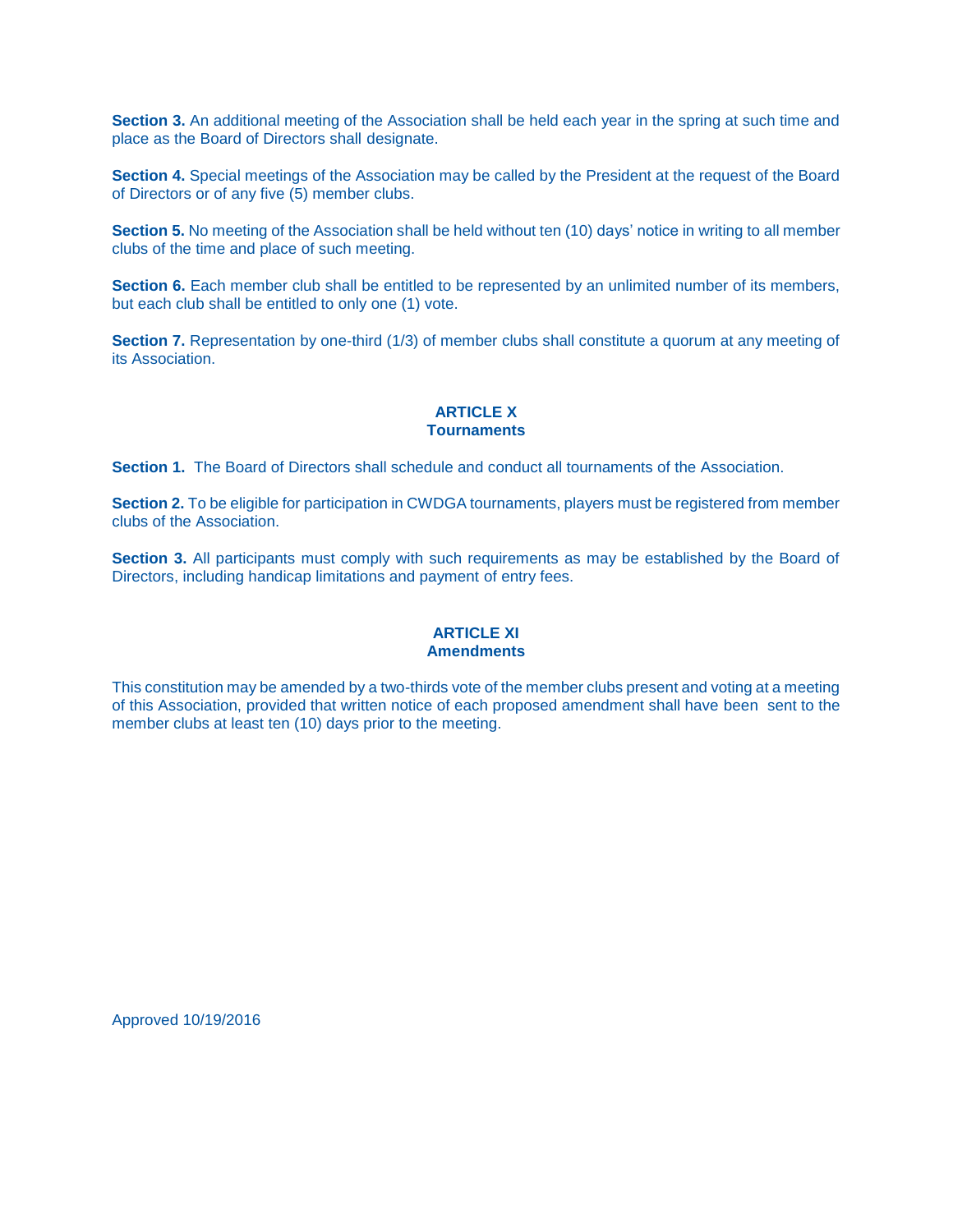**Section 3.** An additional meeting of the Association shall be held each year in the spring at such time and place as the Board of Directors shall designate.

**Section 4.** Special meetings of the Association may be called by the President at the request of the Board of Directors or of any five (5) member clubs.

**Section 5.** No meeting of the Association shall be held without ten (10) days' notice in writing to all member clubs of the time and place of such meeting.

**Section 6.** Each member club shall be entitled to be represented by an unlimited number of its members, but each club shall be entitled to only one (1) vote.

**Section 7.** Representation by one-third (1/3) of member clubs shall constitute a quorum at any meeting of its Association.

## ARTICLE X
## Tournaments

**Section 1.** The Board of Directors shall schedule and conduct all tournaments of the Association.

**Section 2.** To be eligible for participation in CWDGA tournaments, players must be registered from member clubs of the Association.

**Section 3.** All participants must comply with such requirements as may be established by the Board of Directors, including handicap limitations and payment of entry fees.

## ARTICLE XI
## Amendments

This constitution may be amended by a two-thirds vote of the member clubs present and voting at a meeting of this Association, provided that written notice of each proposed amendment shall have been sent to the member clubs at least ten (10) days prior to the meeting.

Approved 10/19/2016